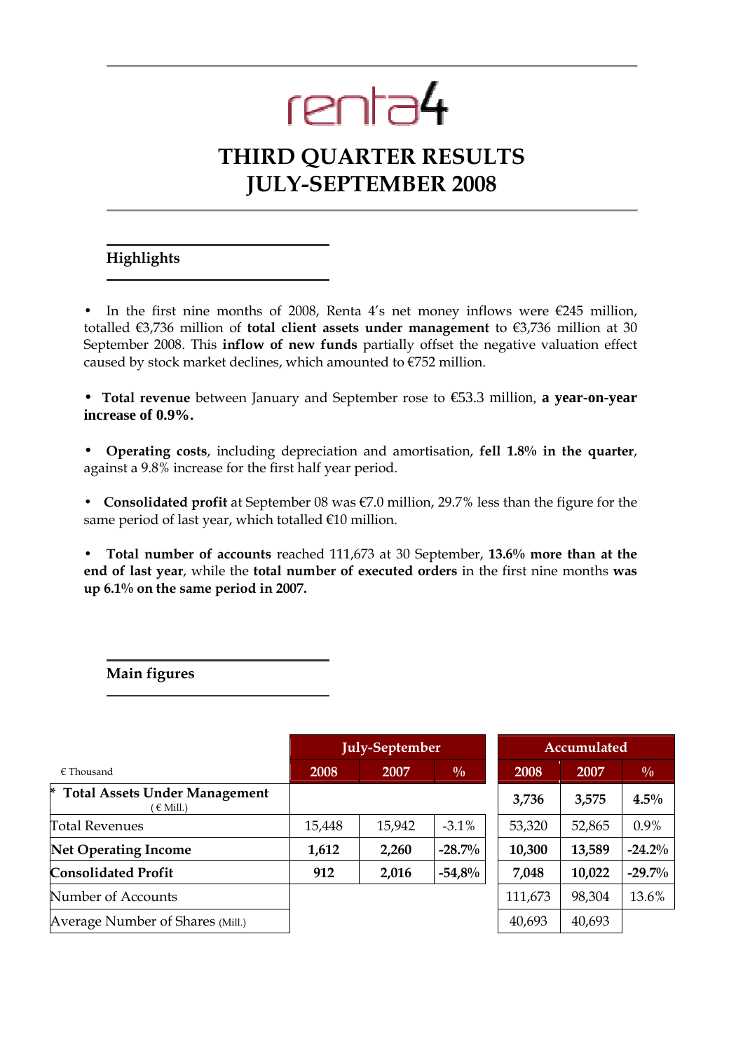renta4

# THIRD QUARTER RESULTS
# JULY-SEPTEMBER 2008

## Highlights

- In the first nine months of 2008, Renta 4's net money inflows were €245 million, totalled €3,736 million of **total client assets under management** to €3,736 million at 30 September 2008. This **inflow of new funds** partially offset the negative valuation effect caused by stock market declines, which amounted to €752 million.

- **Total revenue** between January and September rose to €53.3 million, **a year-on-year increase of 0.9%.**

- **Operating costs**, including depreciation and amortisation, **fell 1.8% in the quarter**, against a 9.8% increase for the first half year period.

- **Consolidated profit** at September 08 was €7.0 million, 29.7% less than the figure for the same period of last year, which totalled €10 million.

- **Total number of accounts** reached 111,673 at 30 September, **13.6% more than at the end of last year**, while the **total number of executed orders** in the first nine months **was up 6.1% on the same period in 2007.**

## Main figures

| € Thousand | July-September | | | Accumulated | | |
|---|---|---|---|---|---|---|
| | 2008 | 2007 | % | 2008 | 2007 | % |
| * **Total Assets Under Management** (€ Mill.) | | | | **3,736** | **3,575** | **4.5%** |
| Total Revenues | 15,448 | 15,942 | -3.1% | 53,320 | 52,865 | 0.9% |
| **Net Operating Income** | **1,612** | **2,260** | **-28.7%** | **10,300** | **13,589** | **-24.2%** |
| **Consolidated Profit** | **912** | **2,016** | **-54,8%** | **7,048** | **10,022** | **-29.7%** |
| Number of Accounts | | | | 111,673 | 98,304 | 13.6% |
| Average Number of Shares (Mill.) | | | | 40,693 | 40,693 | |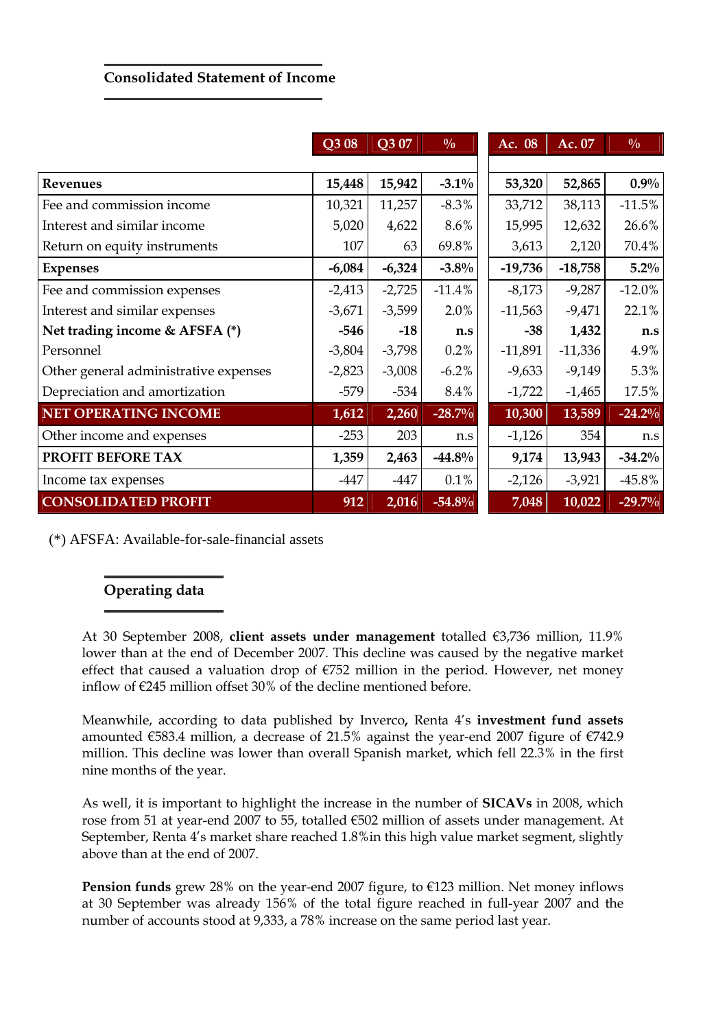## Consolidated Statement of Income

| | Q3 08 | Q3 07 | % | Ac. 08 | Ac. 07 | % |
|---|---|---|---|---|---|---|
| **Revenues** | **15,448** | **15,942** | **-3.1%** | **53,320** | **52,865** | **0.9%** |
| Fee and commission income | 10,321 | 11,257 | -8.3% | 33,712 | 38,113 | -11.5% |
| Interest and similar income | 5,020 | 4,622 | 8.6% | 15,995 | 12,632 | 26.6% |
| Return on equity instruments | 107 | 63 | 69.8% | 3,613 | 2,120 | 70.4% |
| **Expenses** | **-6,084** | **-6,324** | **-3.8%** | **-19,736** | **-18,758** | **5.2%** |
| Fee and commission expenses | -2,413 | -2,725 | -11.4% | -8,173 | -9,287 | -12.0% |
| Interest and similar expenses | -3,671 | -3,599 | 2.0% | -11,563 | -9,471 | 22.1% |
| **Net trading income & AFSFA (*)** | **-546** | **-18** | **n.s** | **-38** | **1,432** | **n.s** |
| Personnel | -3,804 | -3,798 | 0.2% | -11,891 | -11,336 | 4.9% |
| Other general administrative expenses | -2,823 | -3,008 | -6.2% | -9,633 | -9,149 | 5.3% |
| Depreciation and amortization | -579 | -534 | 8.4% | -1,722 | -1,465 | 17.5% |
| **NET OPERATING INCOME** | **1,612** | **2,260** | **-28.7%** | **10,300** | **13,589** | **-24.2%** |
| Other income and expenses | -253 | 203 | n.s | -1,126 | 354 | n.s |
| **PROFIT BEFORE TAX** | **1,359** | **2,463** | **-44.8%** | **9,174** | **13,943** | **-34.2%** |
| Income tax expenses | -447 | -447 | 0.1% | -2,126 | -3,921 | -45.8% |
| **CONSOLIDATED PROFIT** | **912** | **2,016** | **-54.8%** | **7,048** | **10,022** | **-29.7%** |

(*) AFSFA: Available-for-sale-financial assets

## Operating data

At 30 September 2008, **client assets under management** totalled €3,736 million, 11.9% lower than at the end of December 2007. This decline was caused by the negative market effect that caused a valuation drop of €752 million in the period. However, net money inflow of €245 million offset 30% of the decline mentioned before.

Meanwhile, according to data published by Inverco**,** Renta 4's **investment fund assets** amounted €583.4 million, a decrease of 21.5% against the year-end 2007 figure of €742.9 million. This decline was lower than overall Spanish market, which fell 22.3% in the first nine months of the year.

As well, it is important to highlight the increase in the number of **SICAVs** in 2008, which rose from 51 at year-end 2007 to 55, totalled €502 million of assets under management. At September, Renta 4's market share reached 1.8%in this high value market segment, slightly above than at the end of 2007.

**Pension funds** grew 28% on the year-end 2007 figure, to €123 million. Net money inflows at 30 September was already 156% of the total figure reached in full-year 2007 and the number of accounts stood at 9,333, a 78% increase on the same period last year.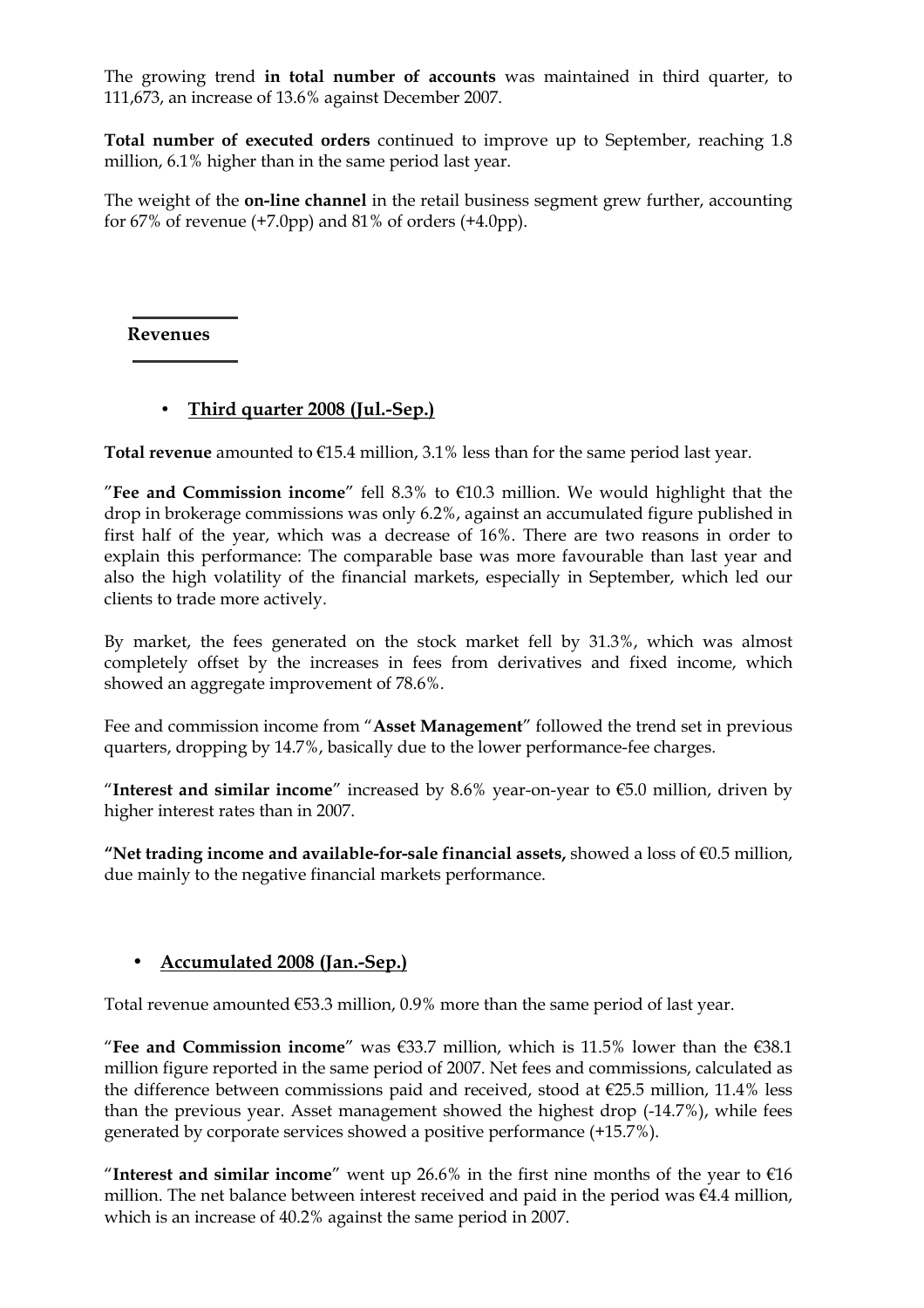The growing trend **in total number of accounts** was maintained in third quarter, to 111,673, an increase of 13.6% against December 2007.

**Total number of executed orders** continued to improve up to September, reaching 1.8 million, 6.1% higher than in the same period last year.

The weight of the **on-line channel** in the retail business segment grew further, accounting for 67% of revenue (+7.0pp) and 81% of orders (+4.0pp).

## Revenues

- **Third quarter 2008 (Jul.-Sep.)**

**Total revenue** amounted to €15.4 million, 3.1% less than for the same period last year.

"**Fee and Commission income**" fell 8.3% to €10.3 million. We would highlight that the drop in brokerage commissions was only 6.2%, against an accumulated figure published in first half of the year, which was a decrease of 16%. There are two reasons in order to explain this performance: The comparable base was more favourable than last year and also the high volatility of the financial markets, especially in September, which led our clients to trade more actively.

By market, the fees generated on the stock market fell by 31.3%, which was almost completely offset by the increases in fees from derivatives and fixed income, which showed an aggregate improvement of 78.6%.

Fee and commission income from "**Asset Management**" followed the trend set in previous quarters, dropping by 14.7%, basically due to the lower performance-fee charges.

"**Interest and similar income**" increased by 8.6% year-on-year to €5.0 million, driven by higher interest rates than in 2007.

**"Net trading income and available-for-sale financial assets,** showed a loss of €0.5 million, due mainly to the negative financial markets performance.

- **Accumulated 2008 (Jan.-Sep.)**

Total revenue amounted €53.3 million, 0.9% more than the same period of last year.

"**Fee and Commission income**" was €33.7 million, which is 11.5% lower than the €38.1 million figure reported in the same period of 2007. Net fees and commissions, calculated as the difference between commissions paid and received, stood at €25.5 million, 11.4% less than the previous year. Asset management showed the highest drop (-14.7%), while fees generated by corporate services showed a positive performance (+15.7%).

"**Interest and similar income**" went up 26.6% in the first nine months of the year to €16 million. The net balance between interest received and paid in the period was €4.4 million, which is an increase of 40.2% against the same period in 2007.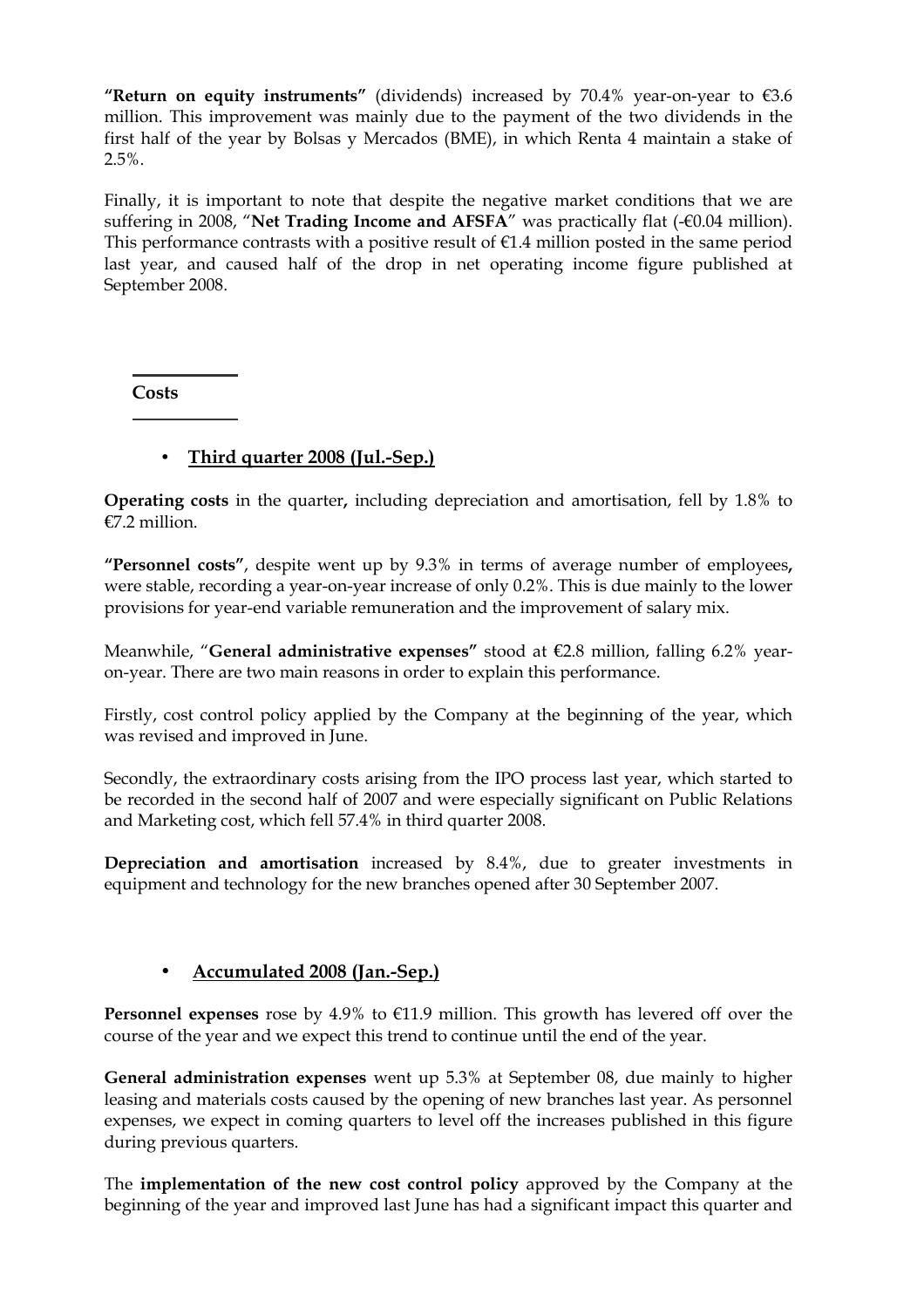**"Return on equity instruments"** (dividends) increased by 70.4% year-on-year to €3.6 million. This improvement was mainly due to the payment of the two dividends in the first half of the year by Bolsas y Mercados (BME), in which Renta 4 maintain a stake of 2.5%.

Finally, it is important to note that despite the negative market conditions that we are suffering in 2008, "**Net Trading Income and AFSFA**" was practically flat (-€0.04 million). This performance contrasts with a positive result of €1.4 million posted in the same period last year, and caused half of the drop in net operating income figure published at September 2008.

## Costs

- **Third quarter 2008 (Jul.-Sep.)**

**Operating costs** in the quarter**,** including depreciation and amortisation, fell by 1.8% to €7.2 million.

**"Personnel costs"**, despite went up by 9.3% in terms of average number of employees**,** were stable, recording a year-on-year increase of only 0.2%. This is due mainly to the lower provisions for year-end variable remuneration and the improvement of salary mix.

Meanwhile, "**General administrative expenses"** stood at €2.8 million, falling 6.2% year-on-year. There are two main reasons in order to explain this performance.

Firstly, cost control policy applied by the Company at the beginning of the year, which was revised and improved in June.

Secondly, the extraordinary costs arising from the IPO process last year, which started to be recorded in the second half of 2007 and were especially significant on Public Relations and Marketing cost, which fell 57.4% in third quarter 2008.

**Depreciation and amortisation** increased by 8.4%, due to greater investments in equipment and technology for the new branches opened after 30 September 2007.

- **Accumulated 2008 (Jan.-Sep.)**

**Personnel expenses** rose by 4.9% to €11.9 million. This growth has levered off over the course of the year and we expect this trend to continue until the end of the year.

**General administration expenses** went up 5.3% at September 08, due mainly to higher leasing and materials costs caused by the opening of new branches last year. As personnel expenses, we expect in coming quarters to level off the increases published in this figure during previous quarters.

The **implementation of the new cost control policy** approved by the Company at the beginning of the year and improved last June has had a significant impact this quarter and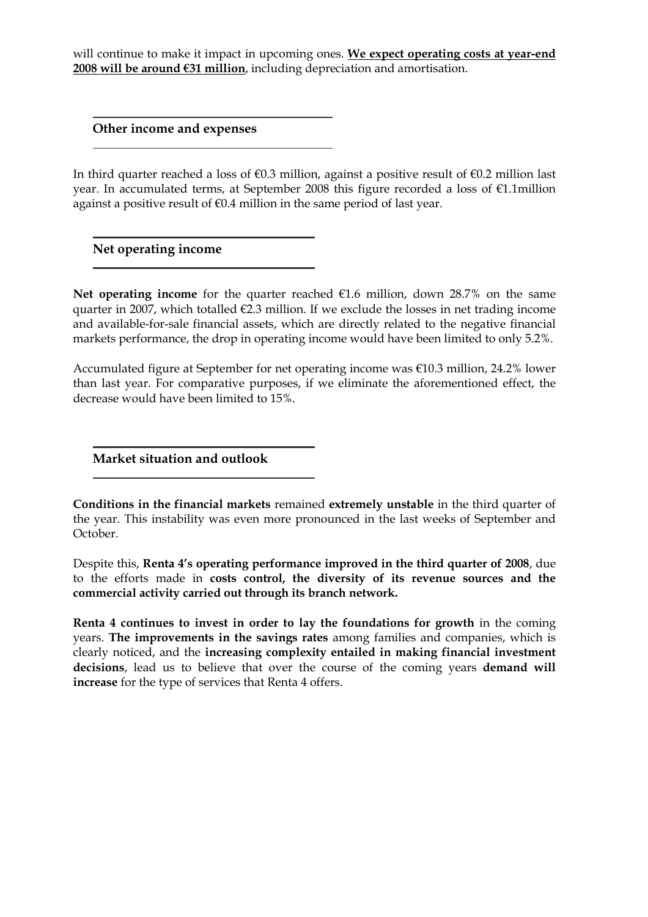will continue to make it impact in upcoming ones. **<u>We expect operating costs at year-end 2008 will be around €31 million</u>**, including depreciation and amortisation.

## Other income and expenses

In third quarter reached a loss of €0.3 million, against a positive result of €0.2 million last year. In accumulated terms, at September 2008 this figure recorded a loss of €1.1million against a positive result of €0.4 million in the same period of last year.

## Net operating income

**Net operating income** for the quarter reached €1.6 million, down 28.7% on the same quarter in 2007, which totalled €2.3 million. If we exclude the losses in net trading income and available-for-sale financial assets, which are directly related to the negative financial markets performance, the drop in operating income would have been limited to only 5.2%.

Accumulated figure at September for net operating income was €10.3 million, 24.2% lower than last year. For comparative purposes, if we eliminate the aforementioned effect, the decrease would have been limited to 15%.

## Market situation and outlook

**Conditions in the financial markets** remained **extremely unstable** in the third quarter of the year. This instability was even more pronounced in the last weeks of September and October.

Despite this, **Renta 4's operating performance improved in the third quarter of 2008**, due to the efforts made in **costs control, the diversity of its revenue sources and the commercial activity carried out through its branch network.**

**Renta 4 continues to invest in order to lay the foundations for growth** in the coming years. **The improvements in the savings rates** among families and companies, which is clearly noticed, and the **increasing complexity entailed in making financial investment decisions**, lead us to believe that over the course of the coming years **demand will increase** for the type of services that Renta 4 offers.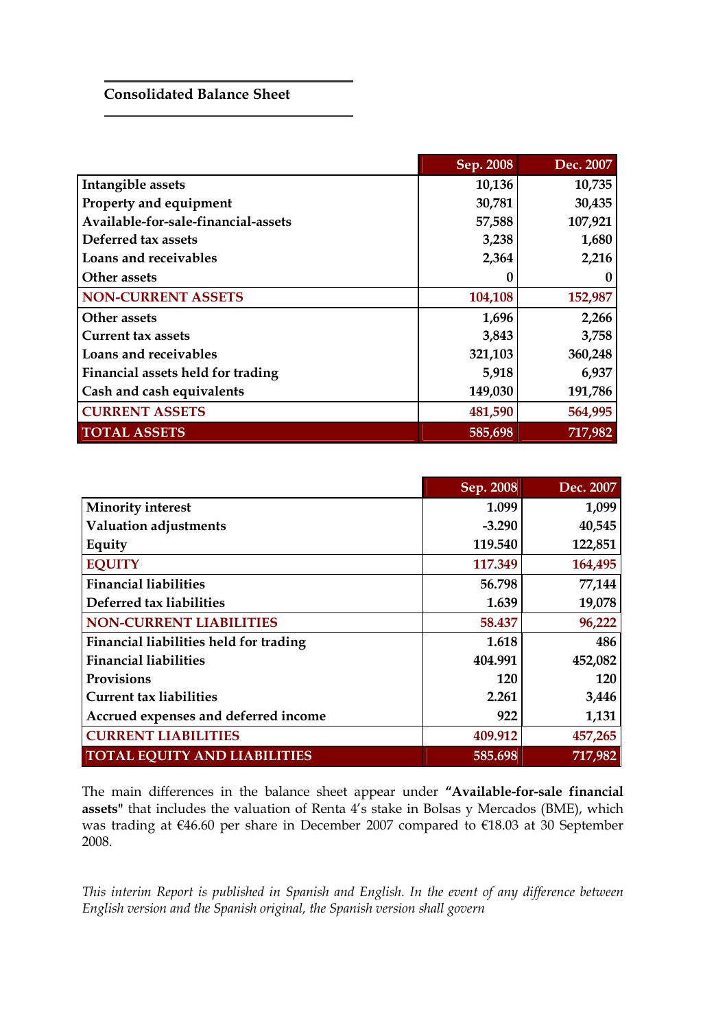## Consolidated Balance Sheet

| | Sep. 2008 | Dec. 2007 |
|---|---|---|
| Intangible assets | 10,136 | 10,735 |
| Property and equipment | 30,781 | 30,435 |
| Available-for-sale-financial-assets | 57,588 | 107,921 |
| Deferred tax assets | 3,238 | 1,680 |
| Loans and receivables | 2,364 | 2,216 |
| Other assets | 0 | 0 |
| NON-CURRENT ASSETS | 104,108 | 152,987 |
| Other assets | 1,696 | 2,266 |
| Current tax assets | 3,843 | 3,758 |
| Loans and receivables | 321,103 | 360,248 |
| Financial assets held for trading | 5,918 | 6,937 |
| Cash and cash equivalents | 149,030 | 191,786 |
| CURRENT ASSETS | 481,590 | 564,995 |
| TOTAL ASSETS | 585,698 | 717,982 |

| | Sep. 2008 | Dec. 2007 |
|---|---|---|
| Minority interest | 1.099 | 1,099 |
| Valuation adjustments | -3.290 | 40,545 |
| Equity | 119.540 | 122,851 |
| EQUITY | 117.349 | 164,495 |
| Financial liabilities | 56.798 | 77,144 |
| Deferred tax liabilities | 1.639 | 19,078 |
| NON-CURRENT LIABILITIES | 58.437 | 96,222 |
| Financial liabilities held for trading | 1.618 | 486 |
| Financial liabilities | 404.991 | 452,082 |
| Provisions | 120 | 120 |
| Current tax liabilities | 2.261 | 3,446 |
| Accrued expenses and deferred income | 922 | 1,131 |
| CURRENT LIABILITIES | 409.912 | 457,265 |
| TOTAL EQUITY AND LIABILITIES | 585.698 | 717,982 |

The main differences in the balance sheet appear under **"Available-for-sale financial assets"** that includes the valuation of Renta 4's stake in Bolsas y Mercados (BME), which was trading at €46.60 per share in December 2007 compared to €18.03 at 30 September 2008.

*This interim Report is published in Spanish and English. In the event of any difference between English version and the Spanish original, the Spanish version shall govern*